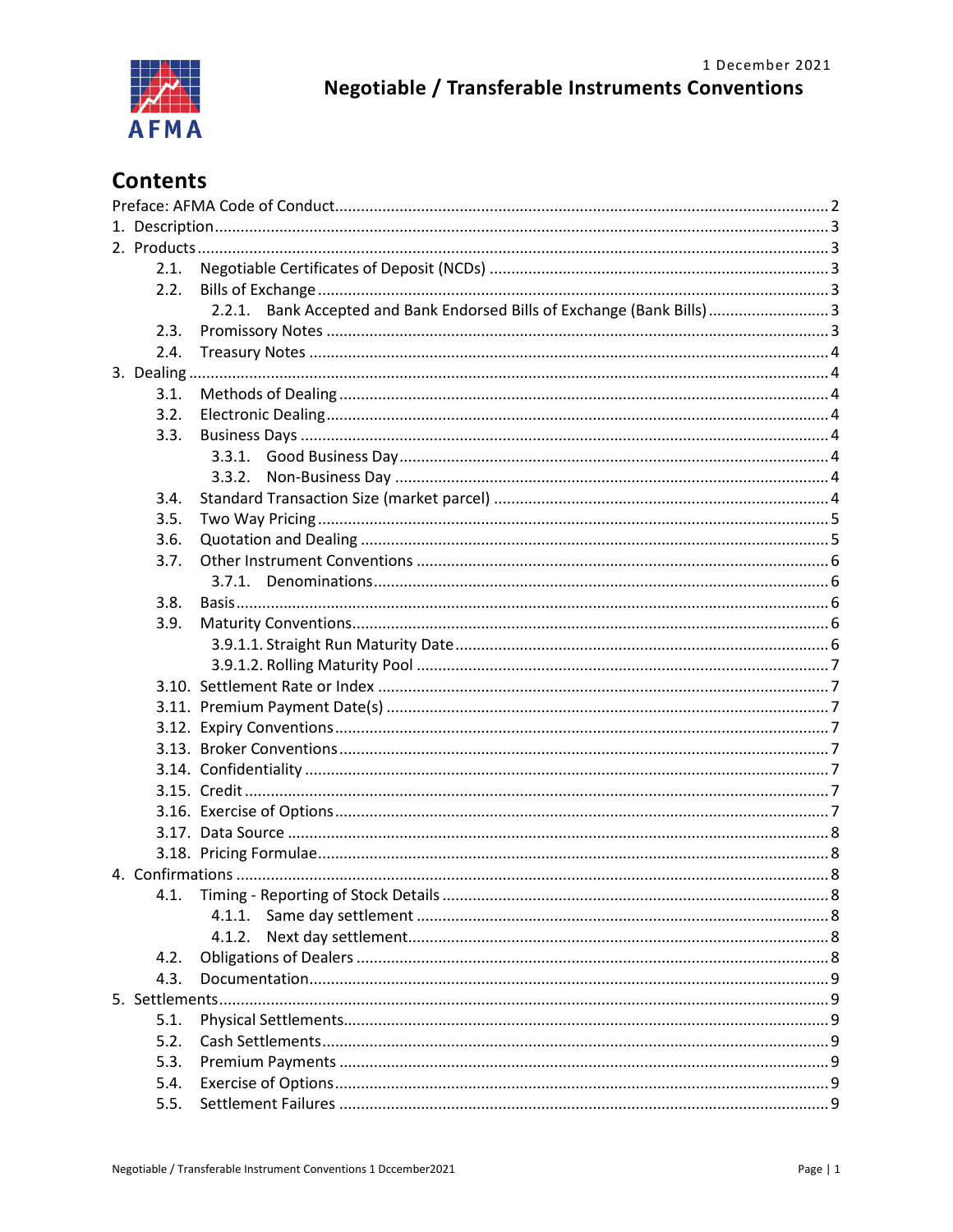1 December 2021

# Negotiable / Transferable Instruments Conventions

## Contents

- Preface: AFMA Code of Conduct ... 2
- 1. Description ... 3
- 2. Products ... 3
  - 2.1. Negotiable Certificates of Deposit (NCDs) ... 3
  - 2.2. Bills of Exchange ... 3
    - 2.2.1. Bank Accepted and Bank Endorsed Bills of Exchange (Bank Bills) ... 3
  - 2.3. Promissory Notes ... 3
  - 2.4. Treasury Notes ... 4
- 3. Dealing ... 4
  - 3.1. Methods of Dealing ... 4
  - 3.2. Electronic Dealing ... 4
  - 3.3. Business Days ... 4
    - 3.3.1. Good Business Day ... 4
    - 3.3.2. Non-Business Day ... 4
  - 3.4. Standard Transaction Size (market parcel) ... 4
  - 3.5. Two Way Pricing ... 5
  - 3.6. Quotation and Dealing ... 5
  - 3.7. Other Instrument Conventions ... 6
    - 3.7.1. Denominations ... 6
  - 3.8. Basis ... 6
  - 3.9. Maturity Conventions ... 6
    - 3.9.1.1. Straight Run Maturity Date ... 6
    - 3.9.1.2. Rolling Maturity Pool ... 7
  - 3.10. Settlement Rate or Index ... 7
  - 3.11. Premium Payment Date(s) ... 7
  - 3.12. Expiry Conventions ... 7
  - 3.13. Broker Conventions ... 7
  - 3.14. Confidentiality ... 7
  - 3.15. Credit ... 7
  - 3.16. Exercise of Options ... 7
  - 3.17. Data Source ... 8
  - 3.18. Pricing Formulae ... 8
- 4. Confirmations ... 8
  - 4.1. Timing - Reporting of Stock Details ... 8
    - 4.1.1. Same day settlement ... 8
    - 4.1.2. Next day settlement ... 8
  - 4.2. Obligations of Dealers ... 8
  - 4.3. Documentation ... 9
- 5. Settlements ... 9
  - 5.1. Physical Settlements ... 9
  - 5.2. Cash Settlements ... 9
  - 5.3. Premium Payments ... 9
  - 5.4. Exercise of Options ... 9
  - 5.5. Settlement Failures ... 9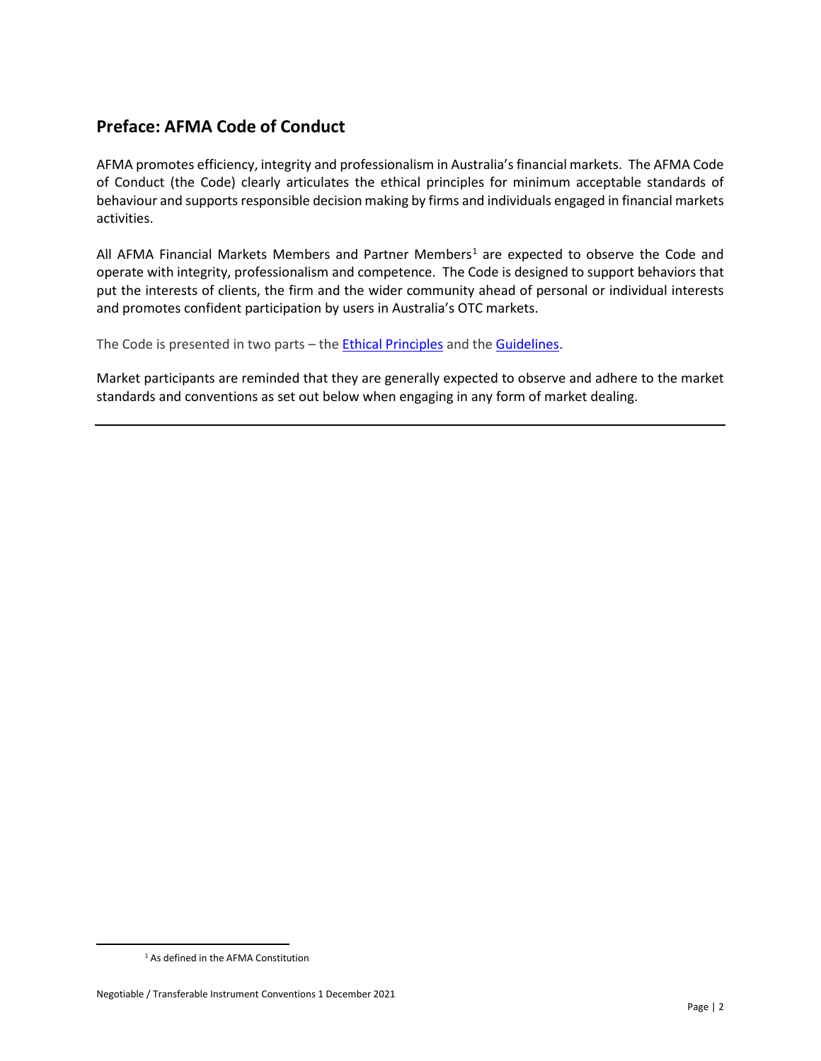## Preface: AFMA Code of Conduct

AFMA promotes efficiency, integrity and professionalism in Australia's financial markets. The AFMA Code of Conduct (the Code) clearly articulates the ethical principles for minimum acceptable standards of behaviour and supports responsible decision making by firms and individuals engaged in financial markets activities.

All AFMA Financial Markets Members and Partner Members[1] are expected to observe the Code and operate with integrity, professionalism and competence. The Code is designed to support behaviors that put the interests of clients, the firm and the wider community ahead of personal or individual interests and promotes confident participation by users in Australia's OTC markets.

The Code is presented in two parts – the Ethical Principles and the Guidelines.

Market participants are reminded that they are generally expected to observe and adhere to the market standards and conventions as set out below when engaging in any form of market dealing.

---

[1] As defined in the AFMA Constitution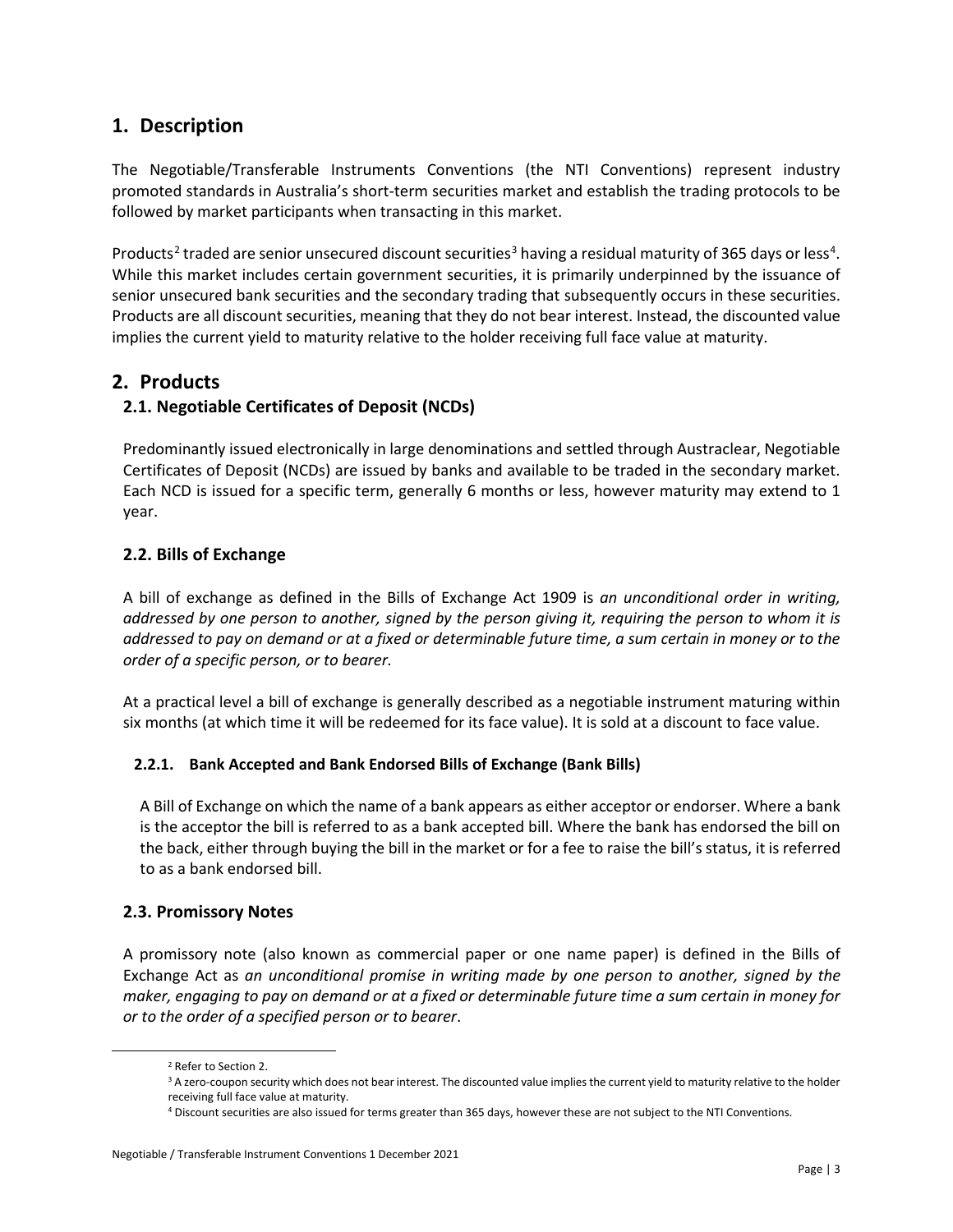# 1. Description

The Negotiable/Transferable Instruments Conventions (the NTI Conventions) represent industry promoted standards in Australia's short-term securities market and establish the trading protocols to be followed by market participants when transacting in this market.

Products[2] traded are senior unsecured discount securities[3] having a residual maturity of 365 days or less[4]. While this market includes certain government securities, it is primarily underpinned by the issuance of senior unsecured bank securities and the secondary trading that subsequently occurs in these securities. Products are all discount securities, meaning that they do not bear interest. Instead, the discounted value implies the current yield to maturity relative to the holder receiving full face value at maturity.

# 2. Products

## 2.1. Negotiable Certificates of Deposit (NCDs)

Predominantly issued electronically in large denominations and settled through Austraclear, Negotiable Certificates of Deposit (NCDs) are issued by banks and available to be traded in the secondary market. Each NCD is issued for a specific term, generally 6 months or less, however maturity may extend to 1 year.

## 2.2. Bills of Exchange

A bill of exchange as defined in the Bills of Exchange Act 1909 is *an unconditional order in writing, addressed by one person to another, signed by the person giving it, requiring the person to whom it is addressed to pay on demand or at a fixed or determinable future time, a sum certain in money or to the order of a specific person, or to bearer.*

At a practical level a bill of exchange is generally described as a negotiable instrument maturing within six months (at which time it will be redeemed for its face value). It is sold at a discount to face value.

### 2.2.1. Bank Accepted and Bank Endorsed Bills of Exchange (Bank Bills)

A Bill of Exchange on which the name of a bank appears as either acceptor or endorser. Where a bank is the acceptor the bill is referred to as a bank accepted bill. Where the bank has endorsed the bill on the back, either through buying the bill in the market or for a fee to raise the bill's status, it is referred to as a bank endorsed bill.

## 2.3. Promissory Notes

A promissory note (also known as commercial paper or one name paper) is defined in the Bills of Exchange Act as *an unconditional promise in writing made by one person to another, signed by the maker, engaging to pay on demand or at a fixed or determinable future time a sum certain in money for or to the order of a specified person or to bearer*.

---

[2] Refer to Section 2.

[3] A zero-coupon security which does not bear interest. The discounted value implies the current yield to maturity relative to the holder receiving full face value at maturity.

[4] Discount securities are also issued for terms greater than 365 days, however these are not subject to the NTI Conventions.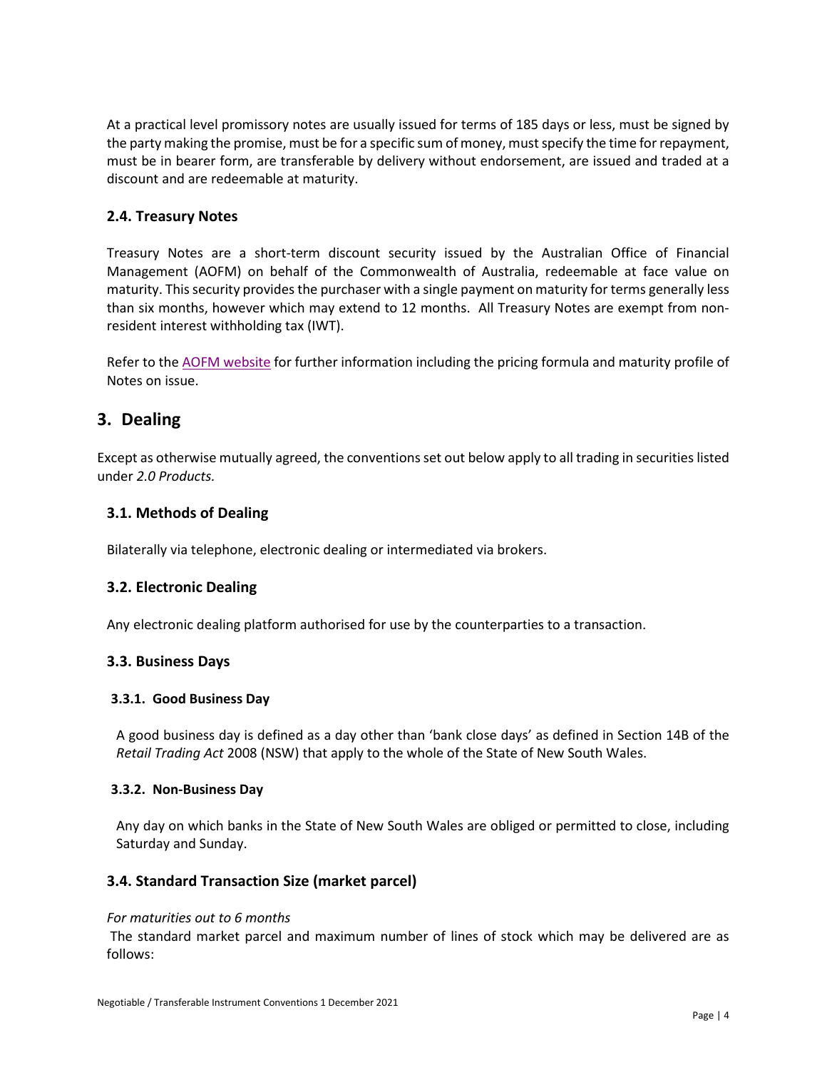At a practical level promissory notes are usually issued for terms of 185 days or less, must be signed by the party making the promise, must be for a specific sum of money, must specify the time for repayment, must be in bearer form, are transferable by delivery without endorsement, are issued and traded at a discount and are redeemable at maturity.

### 2.4. Treasury Notes

Treasury Notes are a short-term discount security issued by the Australian Office of Financial Management (AOFM) on behalf of the Commonwealth of Australia, redeemable at face value on maturity. This security provides the purchaser with a single payment on maturity for terms generally less than six months, however which may extend to 12 months. All Treasury Notes are exempt from non-resident interest withholding tax (IWT).

Refer to the AOFM website for further information including the pricing formula and maturity profile of Notes on issue.

## 3. Dealing

Except as otherwise mutually agreed, the conventions set out below apply to all trading in securities listed under *2.0 Products.*

### 3.1. Methods of Dealing

Bilaterally via telephone, electronic dealing or intermediated via brokers.

### 3.2. Electronic Dealing

Any electronic dealing platform authorised for use by the counterparties to a transaction.

### 3.3. Business Days

#### 3.3.1. Good Business Day

A good business day is defined as a day other than 'bank close days' as defined in Section 14B of the *Retail Trading Act* 2008 (NSW) that apply to the whole of the State of New South Wales.

#### 3.3.2. Non-Business Day

Any day on which banks in the State of New South Wales are obliged or permitted to close, including Saturday and Sunday.

### 3.4. Standard Transaction Size (market parcel)

*For maturities out to 6 months*

The standard market parcel and maximum number of lines of stock which may be delivered are as follows: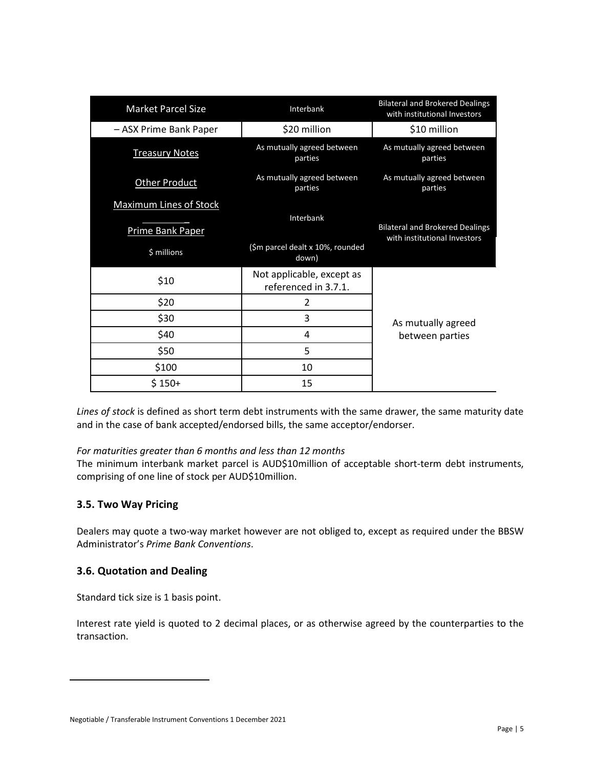| Market Parcel Size | Interbank | Bilateral and Brokered Dealings with institutional Investors |
|---|---|---|
| – ASX Prime Bank Paper | $20 million | $10 million |
| Treasury Notes | As mutually agreed between parties | As mutually agreed between parties |
| Other Product | As mutually agreed between parties | As mutually agreed between parties |

| Maximum Lines of Stock<br>Prime Bank Paper<br>$ millions | Interbank<br>($m parcel dealt x 10%, rounded down) | Bilateral and Brokered Dealings with institutional Investors |
|---|---|---|
| $10 | Not applicable, except as referenced in 3.7.1. | As mutually agreed between parties |
| $20 | 2 | |
| $30 | 3 | |
| $40 | 4 | |
| $50 | 5 | |
| $100 | 10 | |
| $ 150+ | 15 | |

*Lines of stock* is defined as short term debt instruments with the same drawer, the same maturity date and in the case of bank accepted/endorsed bills, the same acceptor/endorser.

*For maturities greater than 6 months and less than 12 months*
The minimum interbank market parcel is AUD$10million of acceptable short-term debt instruments, comprising of one line of stock per AUD$10million.

### 3.5. Two Way Pricing

Dealers may quote a two-way market however are not obliged to, except as required under the BBSW Administrator's *Prime Bank Conventions*.

### 3.6. Quotation and Dealing

Standard tick size is 1 basis point.

Interest rate yield is quoted to 2 decimal places, or as otherwise agreed by the counterparties to the transaction.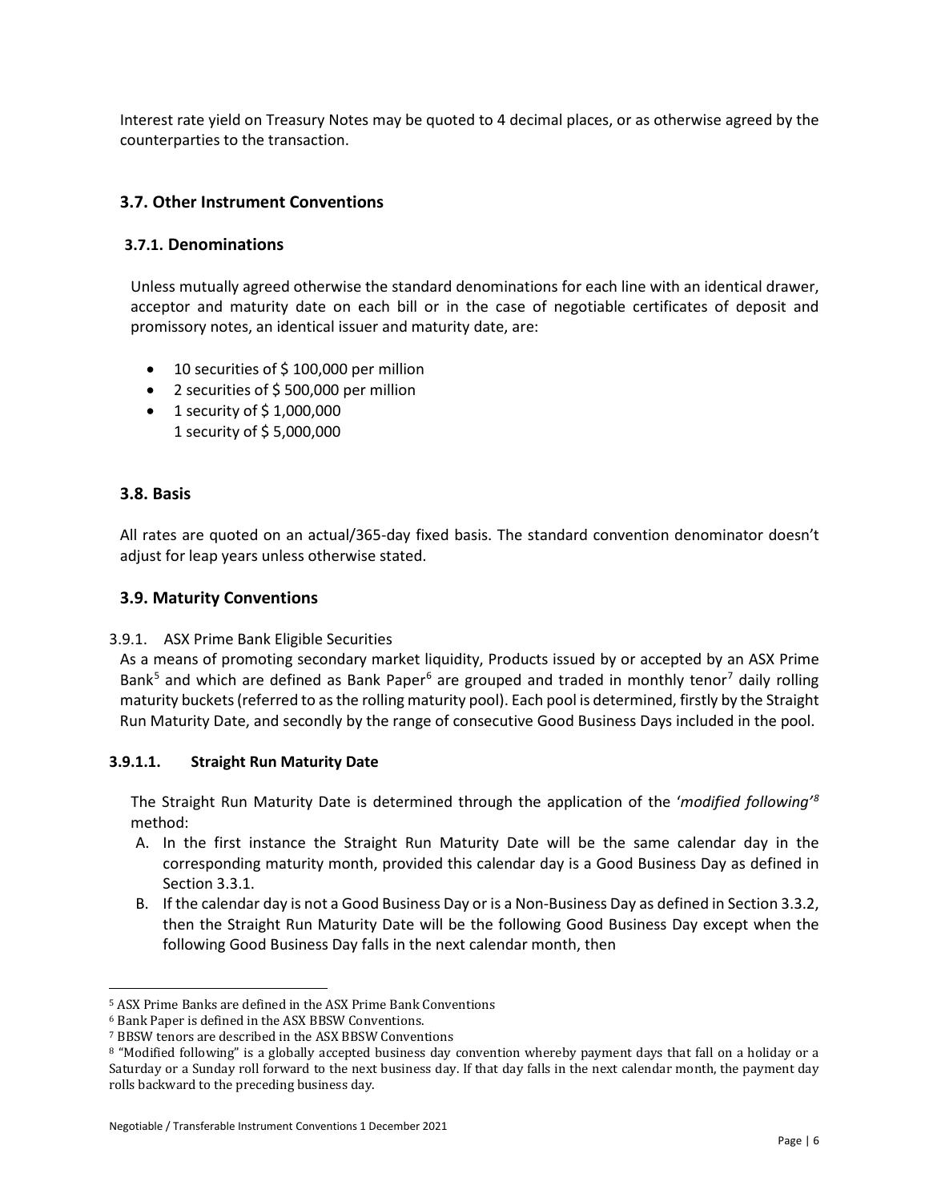Interest rate yield on Treasury Notes may be quoted to 4 decimal places, or as otherwise agreed by the counterparties to the transaction.

## 3.7. Other Instrument Conventions

### 3.7.1. Denominations

Unless mutually agreed otherwise the standard denominations for each line with an identical drawer, acceptor and maturity date on each bill or in the case of negotiable certificates of deposit and promissory notes, an identical issuer and maturity date, are:

- 10 securities of $ 100,000 per million
- 2 securities of $ 500,000 per million
- 1 security of $ 1,000,000
  1 security of $ 5,000,000

## 3.8. Basis

All rates are quoted on an actual/365-day fixed basis. The standard convention denominator doesn't adjust for leap years unless otherwise stated.

## 3.9. Maturity Conventions

3.9.1. ASX Prime Bank Eligible Securities

As a means of promoting secondary market liquidity, Products issued by or accepted by an ASX Prime Bank[5] and which are defined as Bank Paper[6] are grouped and traded in monthly tenor[7] daily rolling maturity buckets (referred to as the rolling maturity pool). Each pool is determined, firstly by the Straight Run Maturity Date, and secondly by the range of consecutive Good Business Days included in the pool.

#### 3.9.1.1. Straight Run Maturity Date

The Straight Run Maturity Date is determined through the application of the '*modified following*'[8] method:

A. In the first instance the Straight Run Maturity Date will be the same calendar day in the corresponding maturity month, provided this calendar day is a Good Business Day as defined in Section 3.3.1.
B. If the calendar day is not a Good Business Day or is a Non-Business Day as defined in Section 3.3.2, then the Straight Run Maturity Date will be the following Good Business Day except when the following Good Business Day falls in the next calendar month, then

---

[5] ASX Prime Banks are defined in the ASX Prime Bank Conventions

[6] Bank Paper is defined in the ASX BBSW Conventions.

[7] BBSW tenors are described in the ASX BBSW Conventions

[8] "Modified following" is a globally accepted business day convention whereby payment days that fall on a holiday or a Saturday or a Sunday roll forward to the next business day. If that day falls in the next calendar month, the payment day rolls backward to the preceding business day.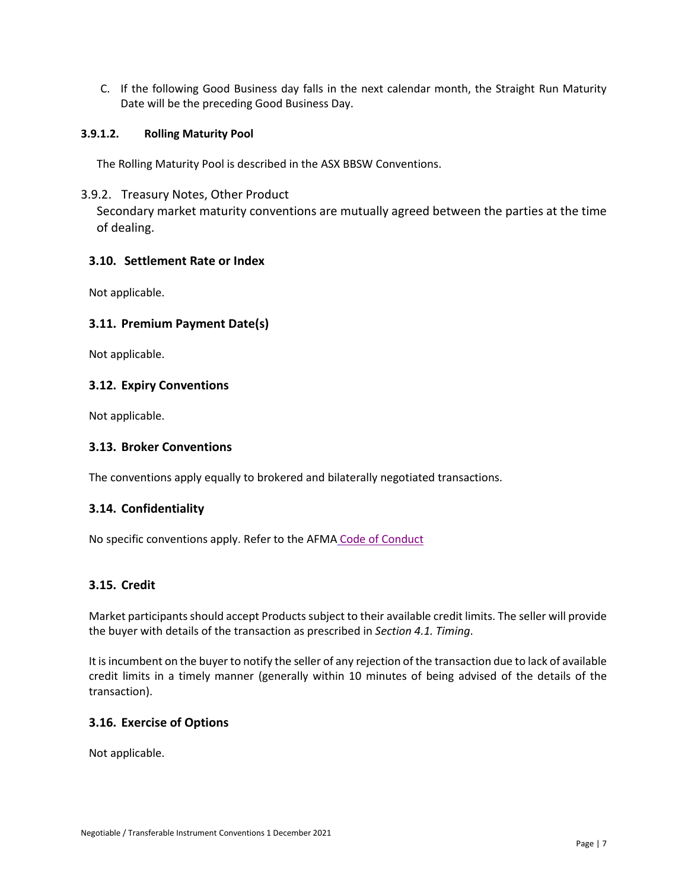C. If the following Good Business day falls in the next calendar month, the Straight Run Maturity Date will be the preceding Good Business Day.

#### 3.9.1.2. Rolling Maturity Pool

The Rolling Maturity Pool is described in the ASX BBSW Conventions.

### 3.9.2. Treasury Notes, Other Product

Secondary market maturity conventions are mutually agreed between the parties at the time of dealing.

## 3.10. Settlement Rate or Index

Not applicable.

## 3.11. Premium Payment Date(s)

Not applicable.

## 3.12. Expiry Conventions

Not applicable.

## 3.13. Broker Conventions

The conventions apply equally to brokered and bilaterally negotiated transactions.

## 3.14. Confidentiality

No specific conventions apply. Refer to the AFMA Code of Conduct

## 3.15. Credit

Market participants should accept Products subject to their available credit limits. The seller will provide the buyer with details of the transaction as prescribed in *Section 4.1. Timing*.

It is incumbent on the buyer to notify the seller of any rejection of the transaction due to lack of available credit limits in a timely manner (generally within 10 minutes of being advised of the details of the transaction).

## 3.16. Exercise of Options

Not applicable.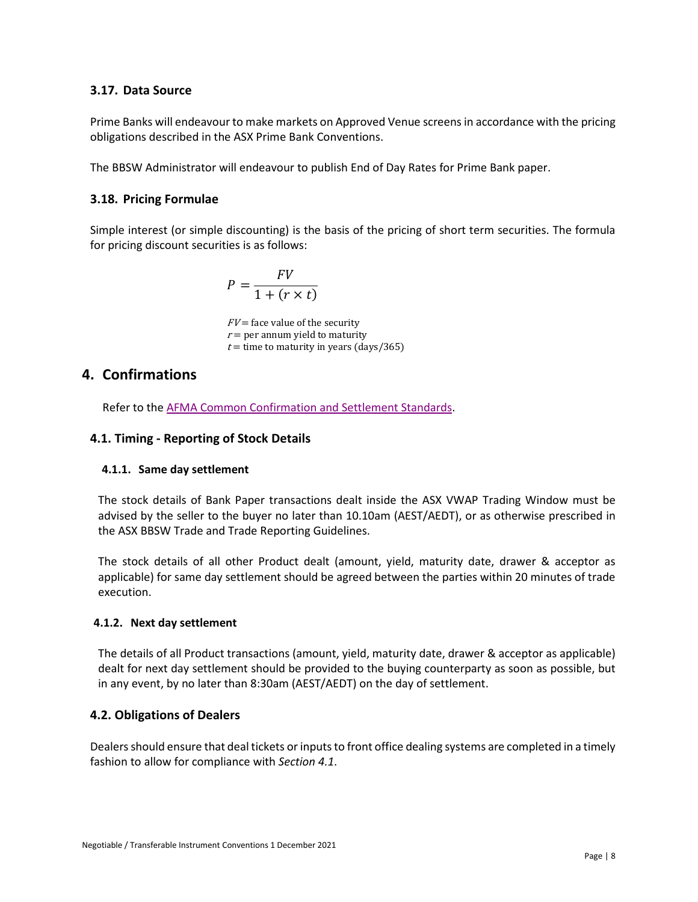### 3.17. Data Source

Prime Banks will endeavour to make markets on Approved Venue screens in accordance with the pricing obligations described in the ASX Prime Bank Conventions.

The BBSW Administrator will endeavour to publish End of Day Rates for Prime Bank paper.

### 3.18. Pricing Formulae

Simple interest (or simple discounting) is the basis of the pricing of short term securities. The formula for pricing discount securities is as follows:

$$P = \frac{FV}{1 + (r \times t)}$$

$FV$ = face value of the security
$r$ = per annum yield to maturity
$t$ = time to maturity in years (days/365)

## 4. Confirmations

Refer to the AFMA Common Confirmation and Settlement Standards.

### 4.1. Timing - Reporting of Stock Details

#### 4.1.1. Same day settlement

The stock details of Bank Paper transactions dealt inside the ASX VWAP Trading Window must be advised by the seller to the buyer no later than 10.10am (AEST/AEDT), or as otherwise prescribed in the ASX BBSW Trade and Trade Reporting Guidelines.

The stock details of all other Product dealt (amount, yield, maturity date, drawer & acceptor as applicable) for same day settlement should be agreed between the parties within 20 minutes of trade execution.

#### 4.1.2. Next day settlement

The details of all Product transactions (amount, yield, maturity date, drawer & acceptor as applicable) dealt for next day settlement should be provided to the buying counterparty as soon as possible, but in any event, by no later than 8:30am (AEST/AEDT) on the day of settlement.

### 4.2. Obligations of Dealers

Dealers should ensure that deal tickets or inputs to front office dealing systems are completed in a timely fashion to allow for compliance with *Section 4.1*.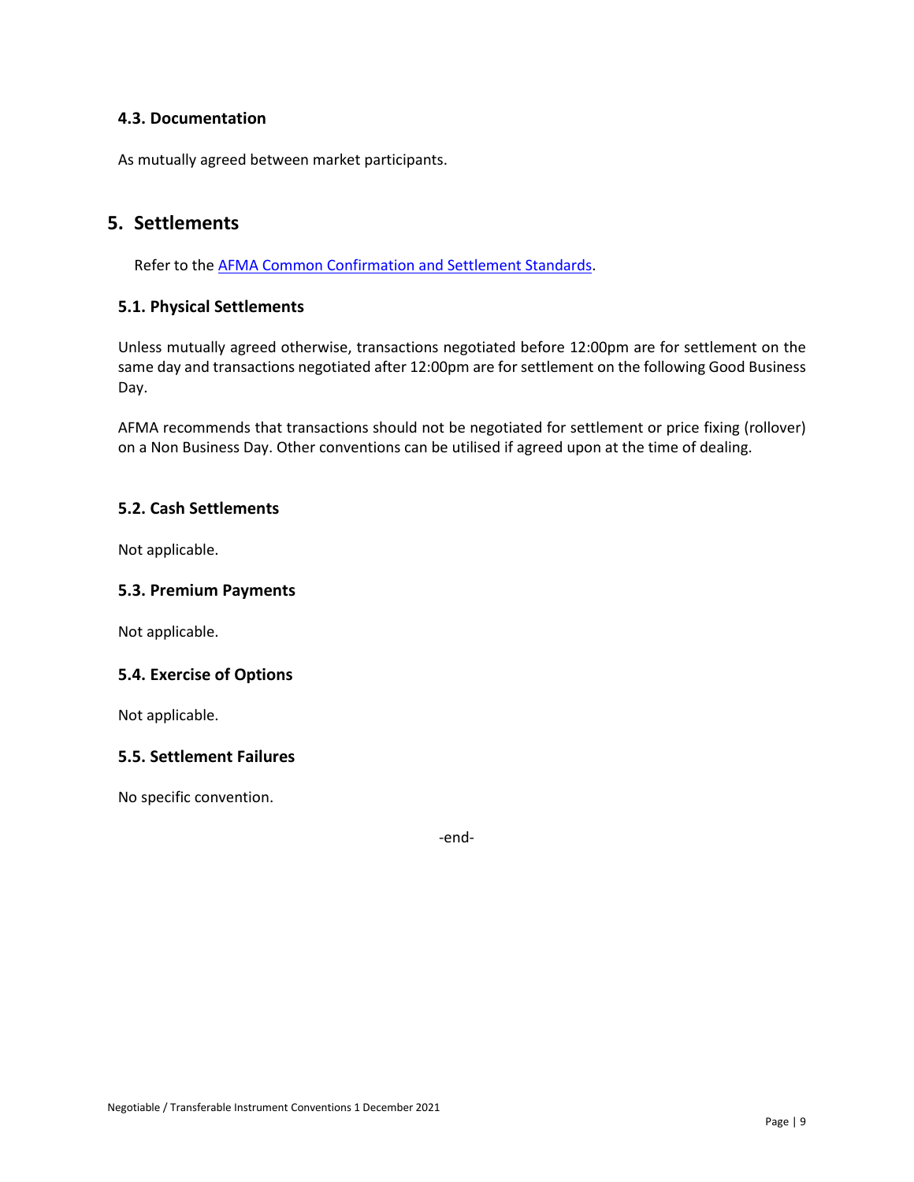### 4.3. Documentation

As mutually agreed between market participants.

## 5. Settlements

Refer to the [AFMA Common Confirmation and Settlement Standards](AFMA Common Confirmation and Settlement Standards).

### 5.1. Physical Settlements

Unless mutually agreed otherwise, transactions negotiated before 12:00pm are for settlement on the same day and transactions negotiated after 12:00pm are for settlement on the following Good Business Day.

AFMA recommends that transactions should not be negotiated for settlement or price fixing (rollover) on a Non Business Day. Other conventions can be utilised if agreed upon at the time of dealing.

### 5.2. Cash Settlements

Not applicable.

### 5.3. Premium Payments

Not applicable.

### 5.4. Exercise of Options

Not applicable.

### 5.5. Settlement Failures

No specific convention.

-end-